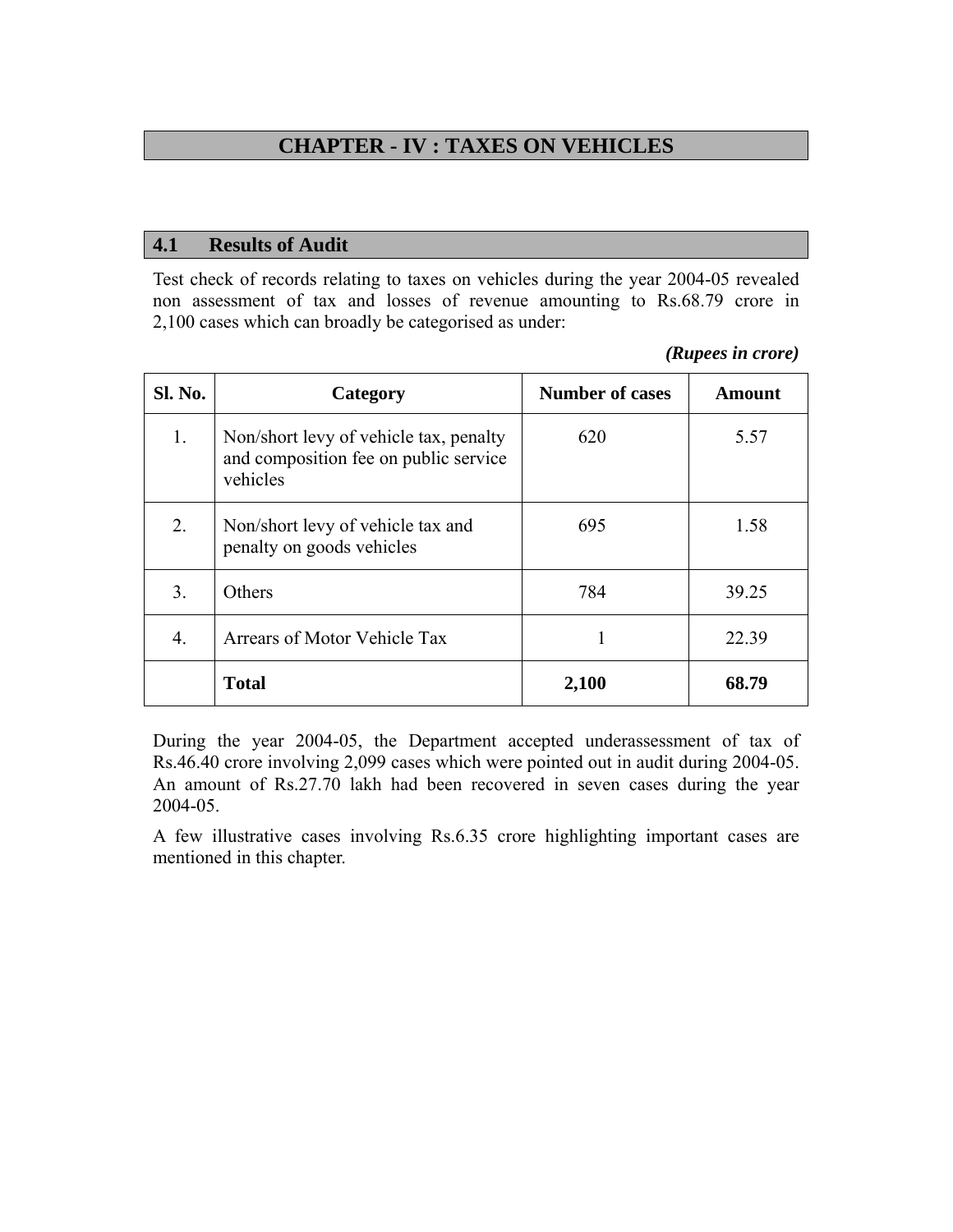# CHAPTER - IV : TAXES ON VEHICLES

## 4.1 Results of Audit

Test check of records relating to taxes on vehicles during the year 2004-05 revealed non assessment of tax and losses of revenue amounting to Rs.68.79 crore in 2,100 cases which can broadly be categorised as under:

*(Rupees in crore)*

| Sl. No. | Category | Number of cases | Amount |
|---|---|---|---|
| 1. | Non/short levy of vehicle tax, penalty and composition fee on public service vehicles | 620 | 5.57 |
| 2. | Non/short levy of vehicle tax and penalty on goods vehicles | 695 | 1.58 |
| 3. | Others | 784 | 39.25 |
| 4. | Arrears of Motor Vehicle Tax | 1 | 22.39 |
| | **Total** | **2,100** | **68.79** |

During the year 2004-05, the Department accepted underassessment of tax of Rs.46.40 crore involving 2,099 cases which were pointed out in audit during 2004-05. An amount of Rs.27.70 lakh had been recovered in seven cases during the year 2004-05.

A few illustrative cases involving Rs.6.35 crore highlighting important cases are mentioned in this chapter.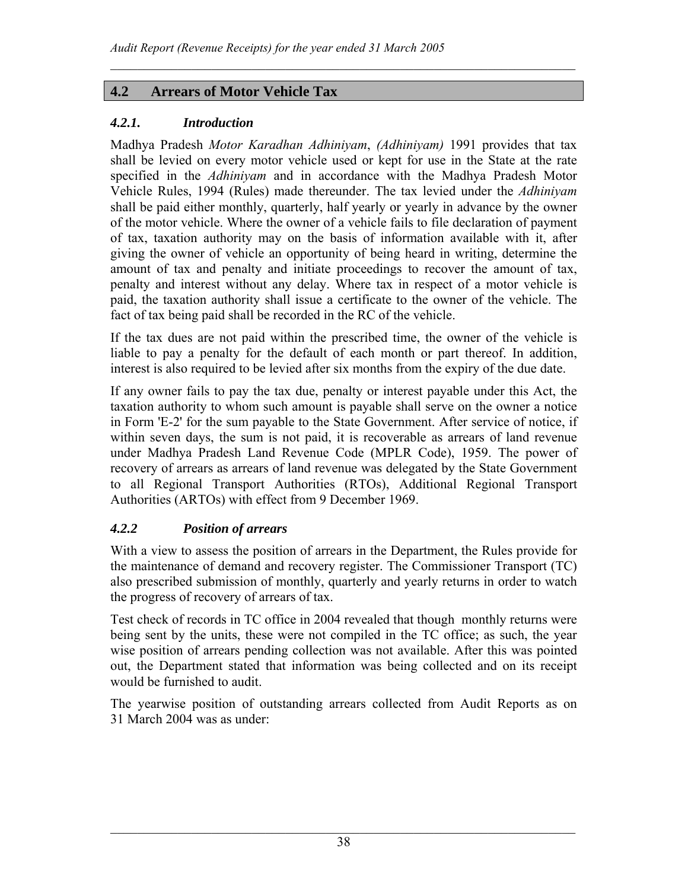## 4.2 Arrears of Motor Vehicle Tax

### *4.2.1. Introduction*

Madhya Pradesh *Motor Karadhan Adhiniyam*, *(Adhiniyam)* 1991 provides that tax shall be levied on every motor vehicle used or kept for use in the State at the rate specified in the *Adhiniyam* and in accordance with the Madhya Pradesh Motor Vehicle Rules, 1994 (Rules) made thereunder. The tax levied under the *Adhiniyam* shall be paid either monthly, quarterly, half yearly or yearly in advance by the owner of the motor vehicle. Where the owner of a vehicle fails to file declaration of payment of tax, taxation authority may on the basis of information available with it, after giving the owner of vehicle an opportunity of being heard in writing, determine the amount of tax and penalty and initiate proceedings to recover the amount of tax, penalty and interest without any delay. Where tax in respect of a motor vehicle is paid, the taxation authority shall issue a certificate to the owner of the vehicle. The fact of tax being paid shall be recorded in the RC of the vehicle.

If the tax dues are not paid within the prescribed time, the owner of the vehicle is liable to pay a penalty for the default of each month or part thereof. In addition, interest is also required to be levied after six months from the expiry of the due date.

If any owner fails to pay the tax due, penalty or interest payable under this Act, the taxation authority to whom such amount is payable shall serve on the owner a notice in Form 'E-2' for the sum payable to the State Government. After service of notice, if within seven days, the sum is not paid, it is recoverable as arrears of land revenue under Madhya Pradesh Land Revenue Code (MPLR Code), 1959. The power of recovery of arrears as arrears of land revenue was delegated by the State Government to all Regional Transport Authorities (RTOs), Additional Regional Transport Authorities (ARTOs) with effect from 9 December 1969.

### *4.2.2 Position of arrears*

With a view to assess the position of arrears in the Department, the Rules provide for the maintenance of demand and recovery register. The Commissioner Transport (TC) also prescribed submission of monthly, quarterly and yearly returns in order to watch the progress of recovery of arrears of tax.

Test check of records in TC office in 2004 revealed that though monthly returns were being sent by the units, these were not compiled in the TC office; as such, the year wise position of arrears pending collection was not available. After this was pointed out, the Department stated that information was being collected and on its receipt would be furnished to audit.

The yearwise position of outstanding arrears collected from Audit Reports as on 31 March 2004 was as under: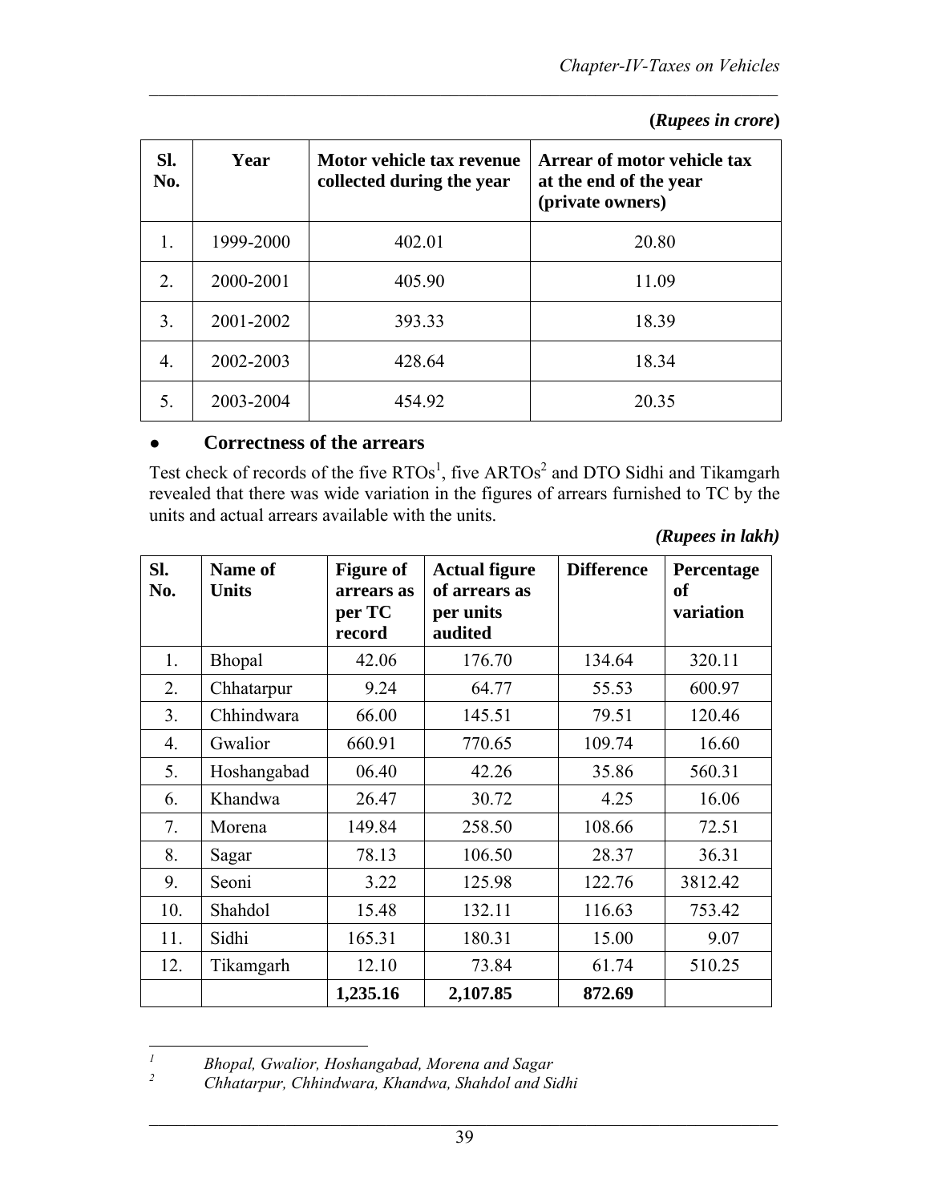**(*Rupees in crore*)**

| Sl. No. | Year | Motor vehicle tax revenue collected during the year | Arrear of motor vehicle tax at the end of the year (private owners) |
|---|---|---|---|
| 1. | 1999-2000 | 402.01 | 20.80 |
| 2. | 2000-2001 | 405.90 | 11.09 |
| 3. | 2001-2002 | 393.33 | 18.39 |
| 4. | 2002-2003 | 428.64 | 18.34 |
| 5. | 2003-2004 | 454.92 | 20.35 |

- **Correctness of the arrears**

Test check of records of the five RTOs[1], five ARTOs[2] and DTO Sidhi and Tikamgarh revealed that there was wide variation in the figures of arrears furnished to TC by the units and actual arrears available with the units.

***(Rupees in lakh)***

| Sl. No. | Name of Units | Figure of arrears as per TC record | Actual figure of arrears as per units audited | Difference | Percentage of variation |
|---|---|---|---|---|---|
| 1. | Bhopal | 42.06 | 176.70 | 134.64 | 320.11 |
| 2. | Chhatarpur | 9.24 | 64.77 | 55.53 | 600.97 |
| 3. | Chhindwara | 66.00 | 145.51 | 79.51 | 120.46 |
| 4. | Gwalior | 660.91 | 770.65 | 109.74 | 16.60 |
| 5. | Hoshangabad | 06.40 | 42.26 | 35.86 | 560.31 |
| 6. | Khandwa | 26.47 | 30.72 | 4.25 | 16.06 |
| 7. | Morena | 149.84 | 258.50 | 108.66 | 72.51 |
| 8. | Sagar | 78.13 | 106.50 | 28.37 | 36.31 |
| 9. | Seoni | 3.22 | 125.98 | 122.76 | 3812.42 |
| 10. | Shahdol | 15.48 | 132.11 | 116.63 | 753.42 |
| 11. | Sidhi | 165.31 | 180.31 | 15.00 | 9.07 |
| 12. | Tikamgarh | 12.10 | 73.84 | 61.74 | 510.25 |
| | | **1,235.16** | **2,107.85** | **872.69** | |

[1] *Bhopal, Gwalior, Hoshangabad, Morena and Sagar*

[2] *Chhatarpur, Chhindwara, Khandwa, Shahdol and Sidhi*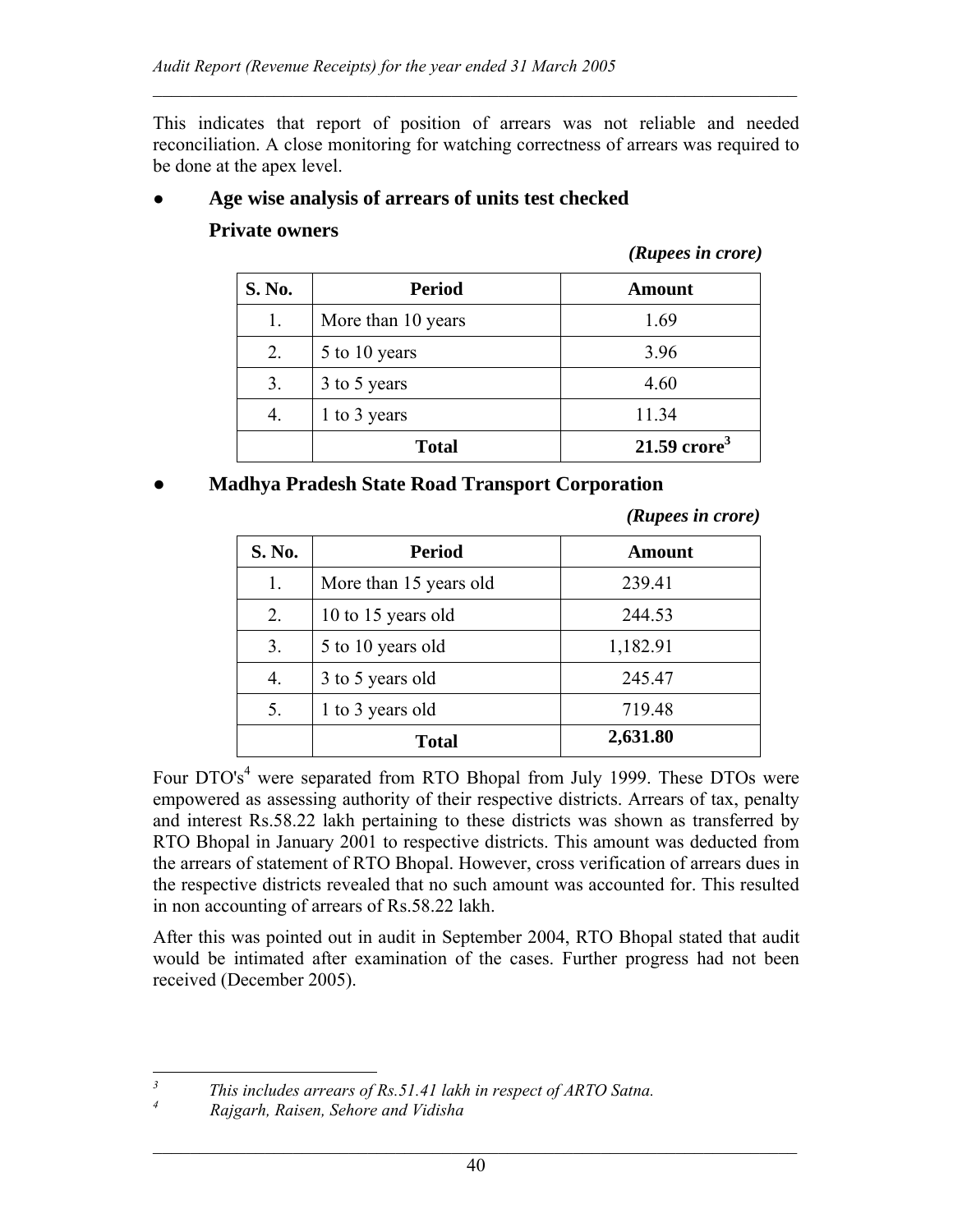This indicates that report of position of arrears was not reliable and needed reconciliation. A close monitoring for watching correctness of arrears was required to be done at the apex level.

- **Age wise analysis of arrears of units test checked**

  **Private owners**

*(Rupees in crore)*

| S. No. | Period | Amount |
|---|---|---|
| 1. | More than 10 years | 1.69 |
| 2. | 5 to 10 years | 3.96 |
| 3. | 3 to 5 years | 4.60 |
| 4. | 1 to 3 years | 11.34 |
| | **Total** | **21.59 crore[3]** |

- **Madhya Pradesh State Road Transport Corporation**

*(Rupees in crore)*

| S. No. | Period | Amount |
|---|---|---|
| 1. | More than 15 years old | 239.41 |
| 2. | 10 to 15 years old | 244.53 |
| 3. | 5 to 10 years old | 1,182.91 |
| 4. | 3 to 5 years old | 245.47 |
| 5. | 1 to 3 years old | 719.48 |
| | **Total** | **2,631.80** |

Four DTO's[4] were separated from RTO Bhopal from July 1999. These DTOs were empowered as assessing authority of their respective districts. Arrears of tax, penalty and interest Rs.58.22 lakh pertaining to these districts was shown as transferred by RTO Bhopal in January 2001 to respective districts. This amount was deducted from the arrears of statement of RTO Bhopal. However, cross verification of arrears dues in the respective districts revealed that no such amount was accounted for. This resulted in non accounting of arrears of Rs.58.22 lakh.

After this was pointed out in audit in September 2004, RTO Bhopal stated that audit would be intimated after examination of the cases. Further progress had not been received (December 2005).

---

[3] *This includes arrears of Rs.51.41 lakh in respect of ARTO Satna.*

[4] *Rajgarh, Raisen, Sehore and Vidisha*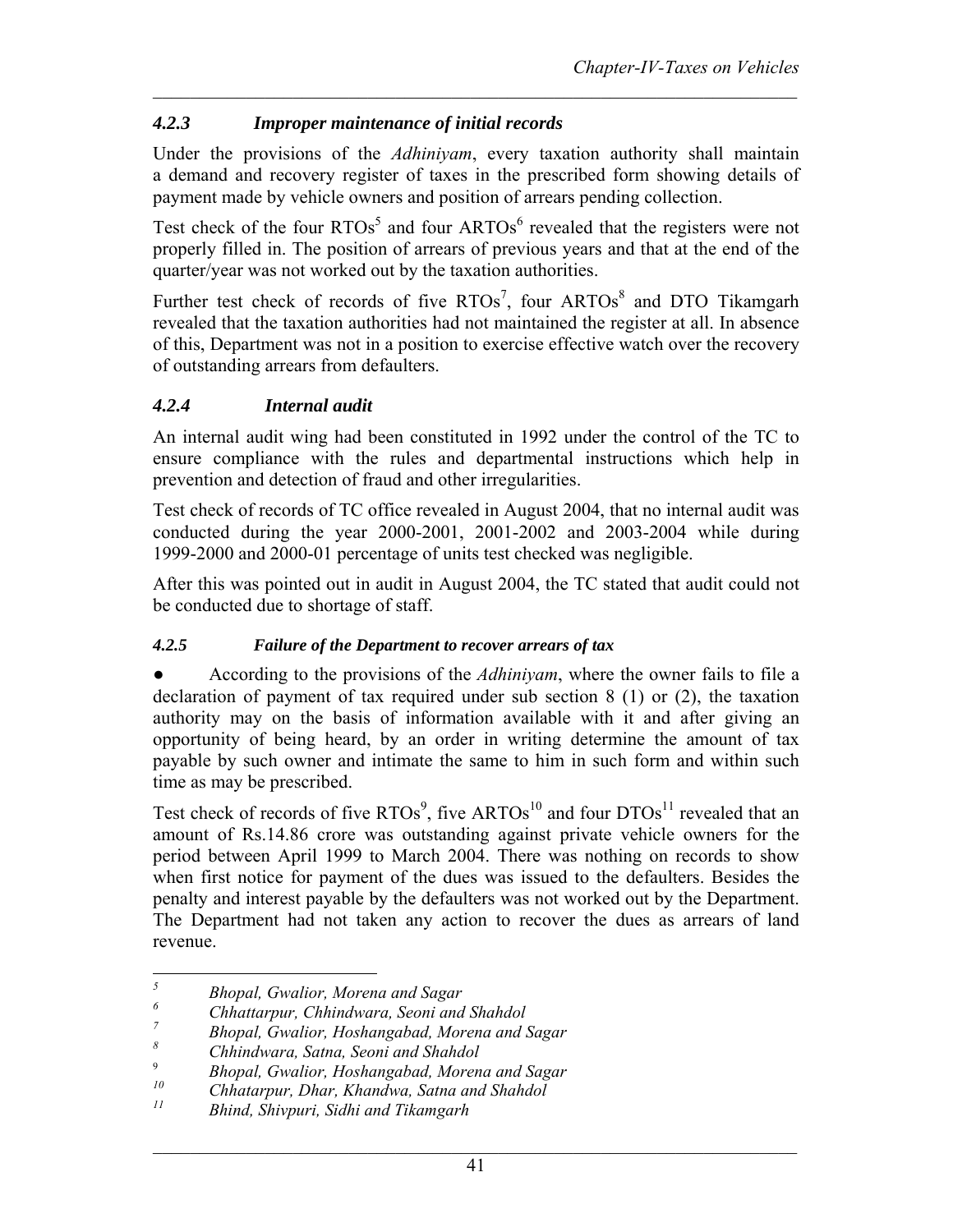### *4.2.3 Improper maintenance of initial records*

Under the provisions of the *Adhiniyam*, every taxation authority shall maintain a demand and recovery register of taxes in the prescribed form showing details of payment made by vehicle owners and position of arrears pending collection.

Test check of the four RTOs[5] and four ARTOs[6] revealed that the registers were not properly filled in. The position of arrears of previous years and that at the end of the quarter/year was not worked out by the taxation authorities.

Further test check of records of five RTOs[7], four ARTOs[8] and DTO Tikamgarh revealed that the taxation authorities had not maintained the register at all. In absence of this, Department was not in a position to exercise effective watch over the recovery of outstanding arrears from defaulters.

### *4.2.4 Internal audit*

An internal audit wing had been constituted in 1992 under the control of the TC to ensure compliance with the rules and departmental instructions which help in prevention and detection of fraud and other irregularities.

Test check of records of TC office revealed in August 2004, that no internal audit was conducted during the year 2000-2001, 2001-2002 and 2003-2004 while during 1999-2000 and 2000-01 percentage of units test checked was negligible.

After this was pointed out in audit in August 2004, the TC stated that audit could not be conducted due to shortage of staff.

#### *4.2.5 Failure of the Department to recover arrears of tax*

● According to the provisions of the *Adhiniyam*, where the owner fails to file a declaration of payment of tax required under sub section 8 (1) or (2), the taxation authority may on the basis of information available with it and after giving an opportunity of being heard, by an order in writing determine the amount of tax payable by such owner and intimate the same to him in such form and within such time as may be prescribed.

Test check of records of five RTOs[9], five ARTOs[10] and four DTOs[11] revealed that an amount of Rs.14.86 crore was outstanding against private vehicle owners for the period between April 1999 to March 2004. There was nothing on records to show when first notice for payment of the dues was issued to the defaulters. Besides the penalty and interest payable by the defaulters was not worked out by the Department. The Department had not taken any action to recover the dues as arrears of land revenue.

---

[5] *Bhopal, Gwalior, Morena and Sagar*

[6] *Chhattarpur, Chhindwara, Seoni and Shahdol*

[7] *Bhopal, Gwalior, Hoshangabad, Morena and Sagar*

[8] *Chhindwara, Satna, Seoni and Shahdol*

[9] *Bhopal, Gwalior, Hoshangabad, Morena and Sagar*

[10] *Chhatarpur, Dhar, Khandwa, Satna and Shahdol*

[11] *Bhind, Shivpuri, Sidhi and Tikamgarh*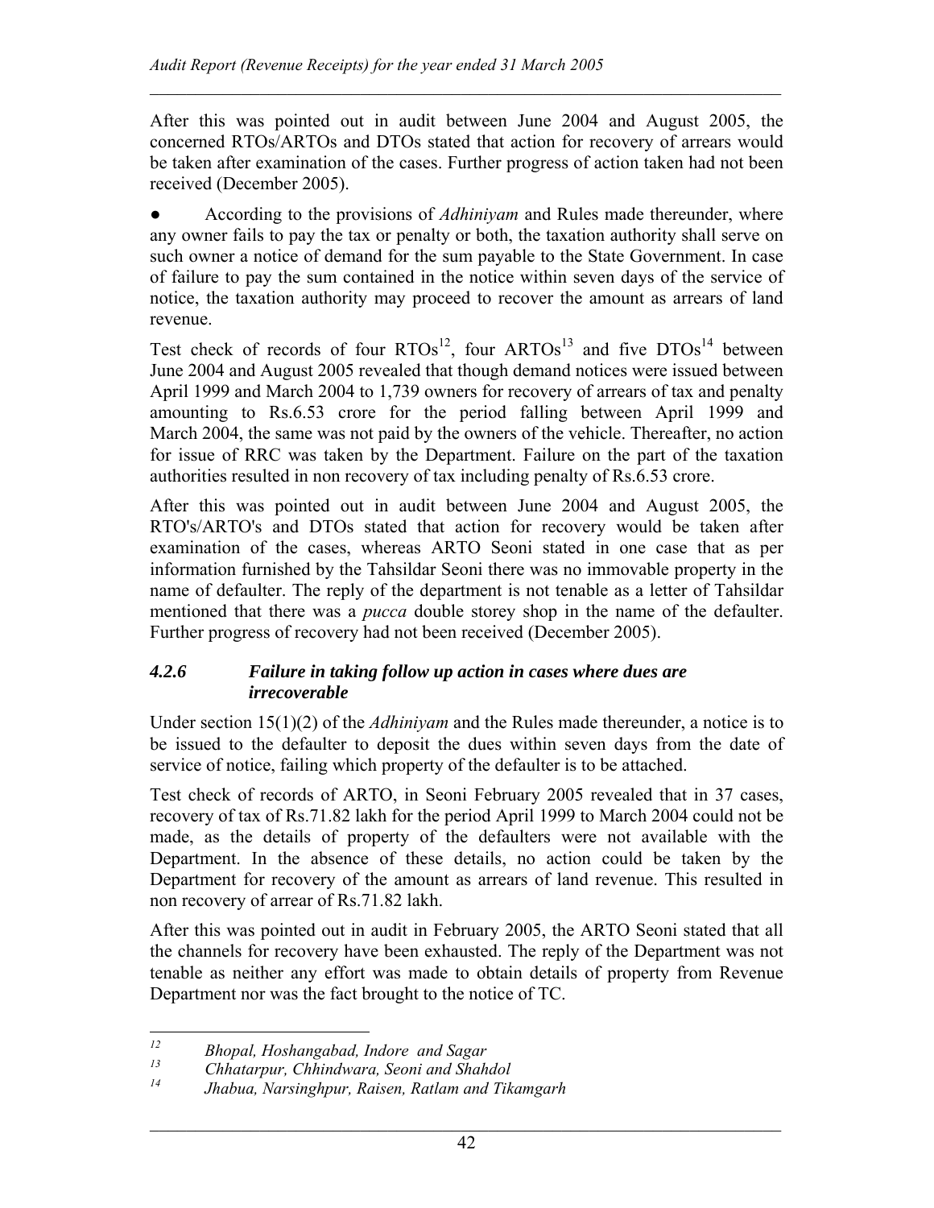After this was pointed out in audit between June 2004 and August 2005, the concerned RTOs/ARTOs and DTOs stated that action for recovery of arrears would be taken after examination of the cases. Further progress of action taken had not been received (December 2005).

- According to the provisions of *Adhiniyam* and Rules made thereunder, where any owner fails to pay the tax or penalty or both, the taxation authority shall serve on such owner a notice of demand for the sum payable to the State Government. In case of failure to pay the sum contained in the notice within seven days of the service of notice, the taxation authority may proceed to recover the amount as arrears of land revenue.

Test check of records of four RTOs[12], four ARTOs[13] and five DTOs[14] between June 2004 and August 2005 revealed that though demand notices were issued between April 1999 and March 2004 to 1,739 owners for recovery of arrears of tax and penalty amounting to Rs.6.53 crore for the period falling between April 1999 and March 2004, the same was not paid by the owners of the vehicle. Thereafter, no action for issue of RRC was taken by the Department. Failure on the part of the taxation authorities resulted in non recovery of tax including penalty of Rs.6.53 crore.

After this was pointed out in audit between June 2004 and August 2005, the RTO's/ARTO's and DTOs stated that action for recovery would be taken after examination of the cases, whereas ARTO Seoni stated in one case that as per information furnished by the Tahsildar Seoni there was no immovable property in the name of defaulter. The reply of the department is not tenable as a letter of Tahsildar mentioned that there was a *pucca* double storey shop in the name of the defaulter. Further progress of recovery had not been received (December 2005).

### *4.2.6 Failure in taking follow up action in cases where dues are irrecoverable*

Under section 15(1)(2) of the *Adhiniyam* and the Rules made thereunder, a notice is to be issued to the defaulter to deposit the dues within seven days from the date of service of notice, failing which property of the defaulter is to be attached.

Test check of records of ARTO, in Seoni February 2005 revealed that in 37 cases, recovery of tax of Rs.71.82 lakh for the period April 1999 to March 2004 could not be made, as the details of property of the defaulters were not available with the Department. In the absence of these details, no action could be taken by the Department for recovery of the amount as arrears of land revenue. This resulted in non recovery of arrear of Rs.71.82 lakh.

After this was pointed out in audit in February 2005, the ARTO Seoni stated that all the channels for recovery have been exhausted. The reply of the Department was not tenable as neither any effort was made to obtain details of property from Revenue Department nor was the fact brought to the notice of TC.

---

[12] *Bhopal, Hoshangabad, Indore and Sagar*

[13] *Chhatarpur, Chhindwara, Seoni and Shahdol*

[14] *Jhabua, Narsinghpur, Raisen, Ratlam and Tikamgarh*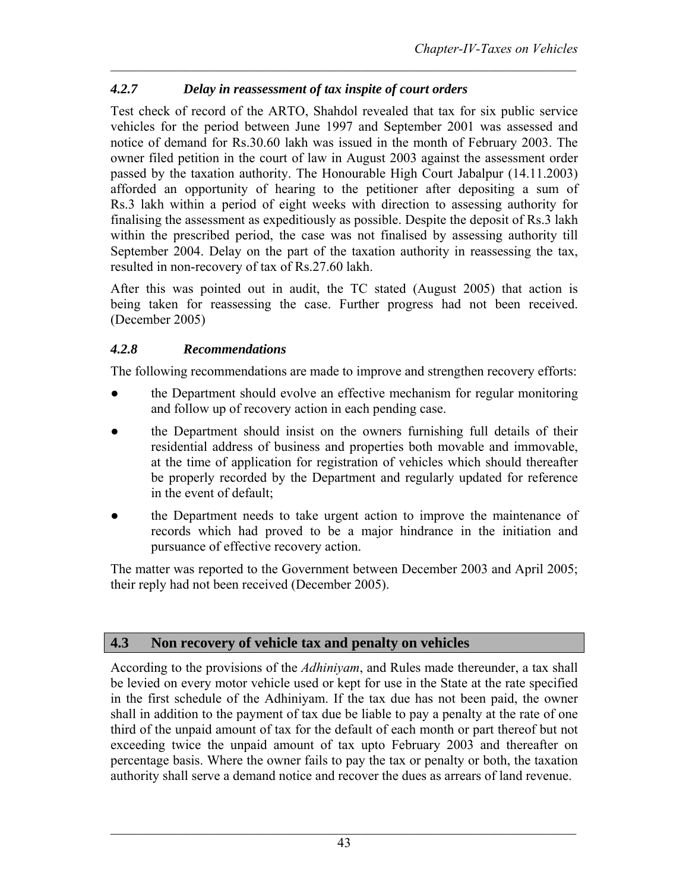### *4.2.7 Delay in reassessment of tax inspite of court orders*

Test check of record of the ARTO, Shahdol revealed that tax for six public service vehicles for the period between June 1997 and September 2001 was assessed and notice of demand for Rs.30.60 lakh was issued in the month of February 2003. The owner filed petition in the court of law in August 2003 against the assessment order passed by the taxation authority. The Honourable High Court Jabalpur (14.11.2003) afforded an opportunity of hearing to the petitioner after depositing a sum of Rs.3 lakh within a period of eight weeks with direction to assessing authority for finalising the assessment as expeditiously as possible. Despite the deposit of Rs.3 lakh within the prescribed period, the case was not finalised by assessing authority till September 2004. Delay on the part of the taxation authority in reassessing the tax, resulted in non-recovery of tax of Rs.27.60 lakh.

After this was pointed out in audit, the TC stated (August 2005) that action is being taken for reassessing the case. Further progress had not been received. (December 2005)

### *4.2.8 Recommendations*

The following recommendations are made to improve and strengthen recovery efforts:

- the Department should evolve an effective mechanism for regular monitoring and follow up of recovery action in each pending case.
- the Department should insist on the owners furnishing full details of their residential address of business and properties both movable and immovable, at the time of application for registration of vehicles which should thereafter be properly recorded by the Department and regularly updated for reference in the event of default;
- the Department needs to take urgent action to improve the maintenance of records which had proved to be a major hindrance in the initiation and pursuance of effective recovery action.

The matter was reported to the Government between December 2003 and April 2005; their reply had not been received (December 2005).

## 4.3 Non recovery of vehicle tax and penalty on vehicles

According to the provisions of the *Adhiniyam*, and Rules made thereunder, a tax shall be levied on every motor vehicle used or kept for use in the State at the rate specified in the first schedule of the Adhiniyam. If the tax due has not been paid, the owner shall in addition to the payment of tax due be liable to pay a penalty at the rate of one third of the unpaid amount of tax for the default of each month or part thereof but not exceeding twice the unpaid amount of tax upto February 2003 and thereafter on percentage basis. Where the owner fails to pay the tax or penalty or both, the taxation authority shall serve a demand notice and recover the dues as arrears of land revenue.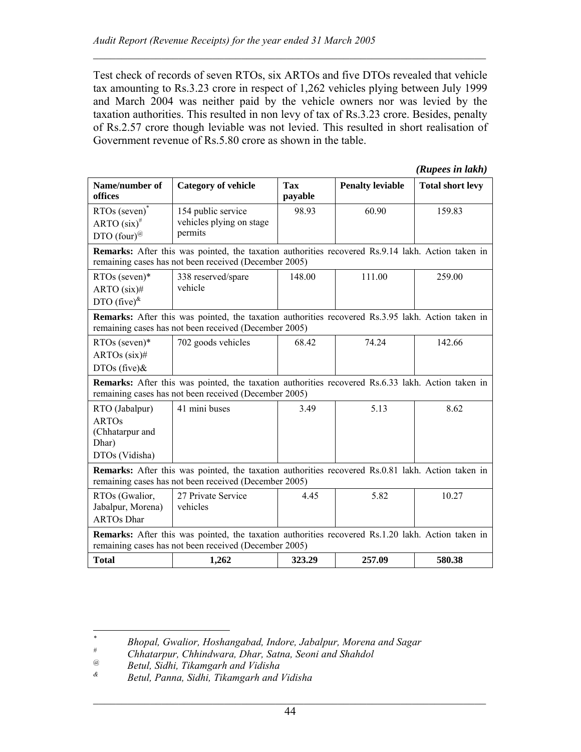Test check of records of seven RTOs, six ARTOs and five DTOs revealed that vehicle tax amounting to Rs.3.23 crore in respect of 1,262 vehicles plying between July 1999 and March 2004 was neither paid by the vehicle owners nor was levied by the taxation authorities. This resulted in non levy of tax of Rs.3.23 crore. Besides, penalty of Rs.2.57 crore though leviable was not levied. This resulted in short realisation of Government revenue of Rs.5.80 crore as shown in the table.

*(Rupees in lakh)*

| Name/number of offices | Category of vehicle | Tax payable | Penalty leviable | Total short levy |
|---|---|---|---|---|
| RTOs (seven)* ARTO (six)# DTO (four)@ | 154 public service vehicles plying on stage permits | 98.93 | 60.90 | 159.83 |
| **Remarks:** After this was pointed, the taxation authorities recovered Rs.9.14 lakh. Action taken in remaining cases has not been received (December 2005) | | | | |
| RTOs (seven)* ARTO (six)# DTO (five)& | 338 reserved/spare vehicle | 148.00 | 111.00 | 259.00 |
| **Remarks:** After this was pointed, the taxation authorities recovered Rs.3.95 lakh. Action taken in remaining cases has not been received (December 2005) | | | | |
| RTOs (seven)* ARTOs (six)# DTOs (five)& | 702 goods vehicles | 68.42 | 74.24 | 142.66 |
| **Remarks:** After this was pointed, the taxation authorities recovered Rs.6.33 lakh. Action taken in remaining cases has not been received (December 2005) | | | | |
| RTO (Jabalpur) ARTOs (Chhatarpur and Dhar) DTOs (Vidisha) | 41 mini buses | 3.49 | 5.13 | 8.62 |
| **Remarks:** After this was pointed, the taxation authorities recovered Rs.0.81 lakh. Action taken in remaining cases has not been received (December 2005) | | | | |
| RTOs (Gwalior, Jabalpur, Morena) ARTOs Dhar | 27 Private Service vehicles | 4.45 | 5.82 | 10.27 |
| **Remarks:** After this was pointed, the taxation authorities recovered Rs.1.20 lakh. Action taken in remaining cases has not been received (December 2005) | | | | |
| **Total** | **1,262** | **323.29** | **257.09** | **580.38** |

---

\* *Bhopal, Gwalior, Hoshangabad, Indore, Jabalpur, Morena and Sagar*

\# *Chhatarpur, Chhindwara, Dhar, Satna, Seoni and Shahdol*

@ *Betul, Sidhi, Tikamgarh and Vidisha*

& *Betul, Panna, Sidhi, Tikamgarh and Vidisha*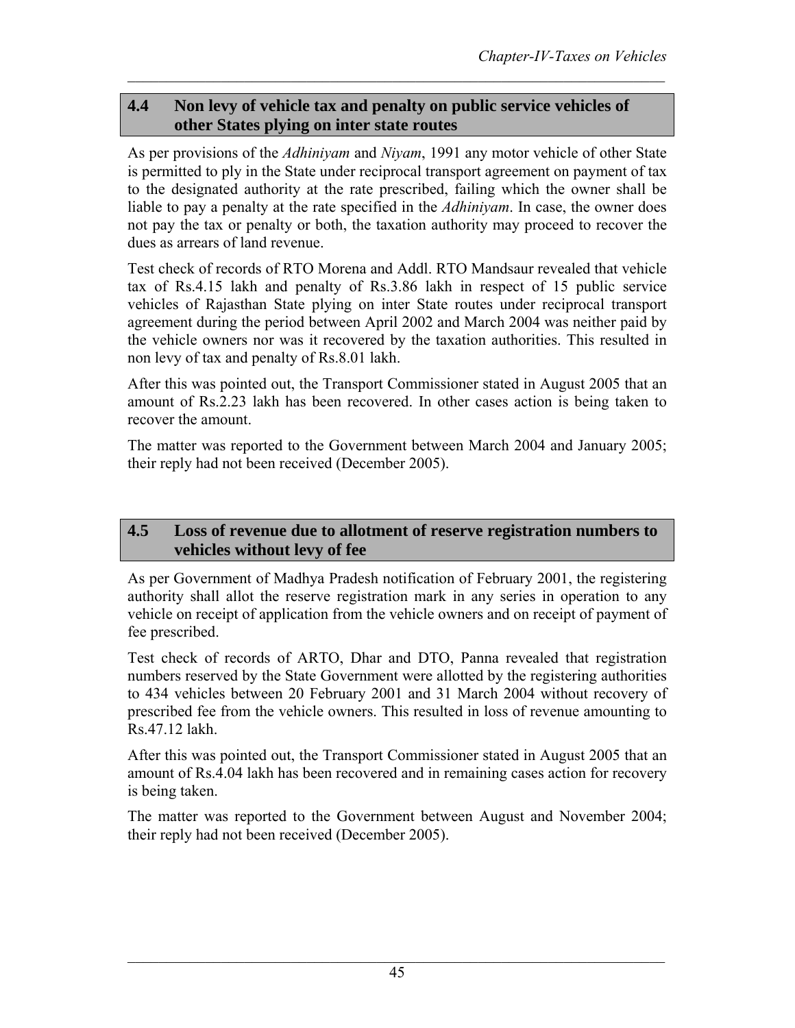## 4.4 Non levy of vehicle tax and penalty on public service vehicles of other States plying on inter state routes

As per provisions of the *Adhiniyam* and *Niyam*, 1991 any motor vehicle of other State is permitted to ply in the State under reciprocal transport agreement on payment of tax to the designated authority at the rate prescribed, failing which the owner shall be liable to pay a penalty at the rate specified in the *Adhiniyam*. In case, the owner does not pay the tax or penalty or both, the taxation authority may proceed to recover the dues as arrears of land revenue.

Test check of records of RTO Morena and Addl. RTO Mandsaur revealed that vehicle tax of Rs.4.15 lakh and penalty of Rs.3.86 lakh in respect of 15 public service vehicles of Rajasthan State plying on inter State routes under reciprocal transport agreement during the period between April 2002 and March 2004 was neither paid by the vehicle owners nor was it recovered by the taxation authorities. This resulted in non levy of tax and penalty of Rs.8.01 lakh.

After this was pointed out, the Transport Commissioner stated in August 2005 that an amount of Rs.2.23 lakh has been recovered. In other cases action is being taken to recover the amount.

The matter was reported to the Government between March 2004 and January 2005; their reply had not been received (December 2005).

## 4.5 Loss of revenue due to allotment of reserve registration numbers to vehicles without levy of fee

As per Government of Madhya Pradesh notification of February 2001, the registering authority shall allot the reserve registration mark in any series in operation to any vehicle on receipt of application from the vehicle owners and on receipt of payment of fee prescribed.

Test check of records of ARTO, Dhar and DTO, Panna revealed that registration numbers reserved by the State Government were allotted by the registering authorities to 434 vehicles between 20 February 2001 and 31 March 2004 without recovery of prescribed fee from the vehicle owners. This resulted in loss of revenue amounting to Rs.47.12 lakh.

After this was pointed out, the Transport Commissioner stated in August 2005 that an amount of Rs.4.04 lakh has been recovered and in remaining cases action for recovery is being taken.

The matter was reported to the Government between August and November 2004; their reply had not been received (December 2005).